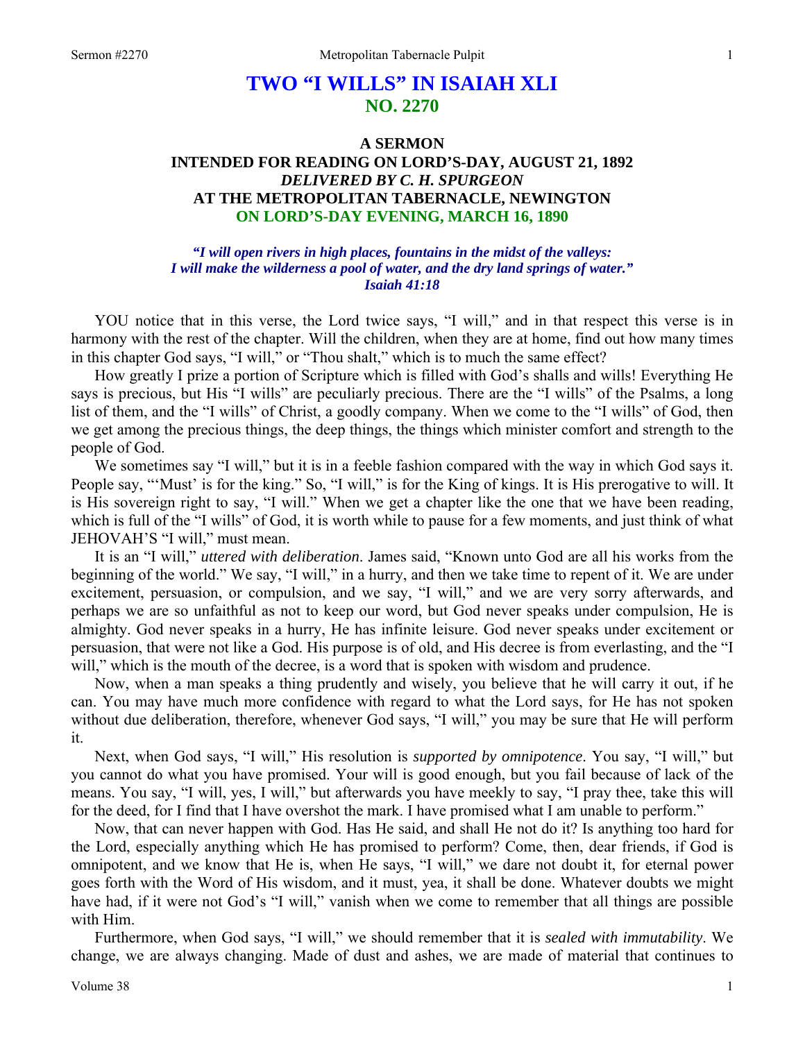# TWO "I WILLS" IN ISAIAH XLI
## NO. 2270

### A SERMON
### INTENDED FOR READING ON LORD'S-DAY, AUGUST 21, 1892
### *DELIVERED BY C. H. SPURGEON*
### AT THE METROPOLITAN TABERNACLE, NEWINGTON
### ON LORD'S-DAY EVENING, MARCH 16, 1890

*"I will open rivers in high places, fountains in the midst of the valleys: I will make the wilderness a pool of water, and the dry land springs of water." Isaiah 41:18*

YOU notice that in this verse, the Lord twice says, "I will," and in that respect this verse is in harmony with the rest of the chapter. Will the children, when they are at home, find out how many times in this chapter God says, "I will," or "Thou shalt," which is to much the same effect?

How greatly I prize a portion of Scripture which is filled with God's shalls and wills! Everything He says is precious, but His "I wills" are peculiarly precious. There are the "I wills" of the Psalms, a long list of them, and the "I wills" of Christ, a goodly company. When we come to the "I wills" of God, then we get among the precious things, the deep things, the things which minister comfort and strength to the people of God.

We sometimes say "I will," but it is in a feeble fashion compared with the way in which God says it. People say, "'Must' is for the king." So, "I will," is for the King of kings. It is His prerogative to will. It is His sovereign right to say, "I will." When we get a chapter like the one that we have been reading, which is full of the "I wills" of God, it is worth while to pause for a few moments, and just think of what JEHOVAH'S "I will," must mean.

It is an "I will," *uttered with deliberation*. James said, "Known unto God are all his works from the beginning of the world." We say, "I will," in a hurry, and then we take time to repent of it. We are under excitement, persuasion, or compulsion, and we say, "I will," and we are very sorry afterwards, and perhaps we are so unfaithful as not to keep our word, but God never speaks under compulsion, He is almighty. God never speaks in a hurry, He has infinite leisure. God never speaks under excitement or persuasion, that were not like a God. His purpose is of old, and His decree is from everlasting, and the "I will," which is the mouth of the decree, is a word that is spoken with wisdom and prudence.

Now, when a man speaks a thing prudently and wisely, you believe that he will carry it out, if he can. You may have much more confidence with regard to what the Lord says, for He has not spoken without due deliberation, therefore, whenever God says, "I will," you may be sure that He will perform it.

Next, when God says, "I will," His resolution is *supported by omnipotence*. You say, "I will," but you cannot do what you have promised. Your will is good enough, but you fail because of lack of the means. You say, "I will, yes, I will," but afterwards you have meekly to say, "I pray thee, take this will for the deed, for I find that I have overshot the mark. I have promised what I am unable to perform."

Now, that can never happen with God. Has He said, and shall He not do it? Is anything too hard for the Lord, especially anything which He has promised to perform? Come, then, dear friends, if God is omnipotent, and we know that He is, when He says, "I will," we dare not doubt it, for eternal power goes forth with the Word of His wisdom, and it must, yea, it shall be done. Whatever doubts we might have had, if it were not God's "I will," vanish when we come to remember that all things are possible with Him.

Furthermore, when God says, "I will," we should remember that it is *sealed with immutability*. We change, we are always changing. Made of dust and ashes, we are made of material that continues to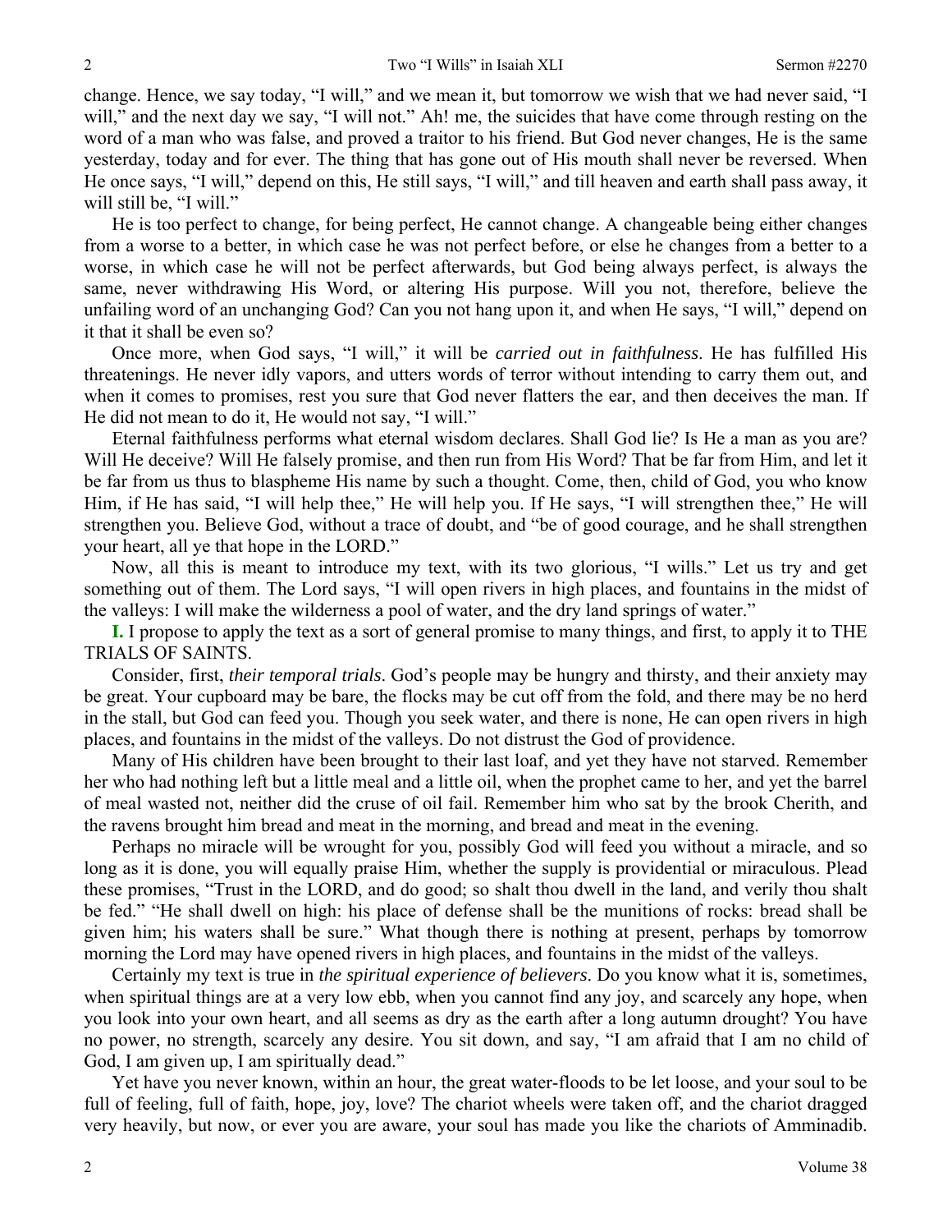change. Hence, we say today, "I will," and we mean it, but tomorrow we wish that we had never said, "I will," and the next day we say, "I will not." Ah! me, the suicides that have come through resting on the word of a man who was false, and proved a traitor to his friend. But God never changes, He is the same yesterday, today and for ever. The thing that has gone out of His mouth shall never be reversed. When He once says, "I will," depend on this, He still says, "I will," and till heaven and earth shall pass away, it will still be, "I will."

He is too perfect to change, for being perfect, He cannot change. A changeable being either changes from a worse to a better, in which case he was not perfect before, or else he changes from a better to a worse, in which case he will not be perfect afterwards, but God being always perfect, is always the same, never withdrawing His Word, or altering His purpose. Will you not, therefore, believe the unfailing word of an unchanging God? Can you not hang upon it, and when He says, "I will," depend on it that it shall be even so?

Once more, when God says, "I will," it will be *carried out in faithfulness*. He has fulfilled His threatenings. He never idly vapors, and utters words of terror without intending to carry them out, and when it comes to promises, rest you sure that God never flatters the ear, and then deceives the man. If He did not mean to do it, He would not say, "I will."

Eternal faithfulness performs what eternal wisdom declares. Shall God lie? Is He a man as you are? Will He deceive? Will He falsely promise, and then run from His Word? That be far from Him, and let it be far from us thus to blaspheme His name by such a thought. Come, then, child of God, you who know Him, if He has said, "I will help thee," He will help you. If He says, "I will strengthen thee," He will strengthen you. Believe God, without a trace of doubt, and "be of good courage, and he shall strengthen your heart, all ye that hope in the LORD."

Now, all this is meant to introduce my text, with its two glorious, "I wills." Let us try and get something out of them. The Lord says, "I will open rivers in high places, and fountains in the midst of the valleys: I will make the wilderness a pool of water, and the dry land springs of water."

**I.** I propose to apply the text as a sort of general promise to many things, and first, to apply it to THE TRIALS OF SAINTS.

Consider, first, *their temporal trials*. God's people may be hungry and thirsty, and their anxiety may be great. Your cupboard may be bare, the flocks may be cut off from the fold, and there may be no herd in the stall, but God can feed you. Though you seek water, and there is none, He can open rivers in high places, and fountains in the midst of the valleys. Do not distrust the God of providence.

Many of His children have been brought to their last loaf, and yet they have not starved. Remember her who had nothing left but a little meal and a little oil, when the prophet came to her, and yet the barrel of meal wasted not, neither did the cruse of oil fail. Remember him who sat by the brook Cherith, and the ravens brought him bread and meat in the morning, and bread and meat in the evening.

Perhaps no miracle will be wrought for you, possibly God will feed you without a miracle, and so long as it is done, you will equally praise Him, whether the supply is providential or miraculous. Plead these promises, "Trust in the LORD, and do good; so shalt thou dwell in the land, and verily thou shalt be fed." "He shall dwell on high: his place of defense shall be the munitions of rocks: bread shall be given him; his waters shall be sure." What though there is nothing at present, perhaps by tomorrow morning the Lord may have opened rivers in high places, and fountains in the midst of the valleys.

Certainly my text is true in *the spiritual experience of believers*. Do you know what it is, sometimes, when spiritual things are at a very low ebb, when you cannot find any joy, and scarcely any hope, when you look into your own heart, and all seems as dry as the earth after a long autumn drought? You have no power, no strength, scarcely any desire. You sit down, and say, "I am afraid that I am no child of God, I am given up, I am spiritually dead."

Yet have you never known, within an hour, the great water-floods to be let loose, and your soul to be full of feeling, full of faith, hope, joy, love? The chariot wheels were taken off, and the chariot dragged very heavily, but now, or ever you are aware, your soul has made you like the chariots of Amminadib.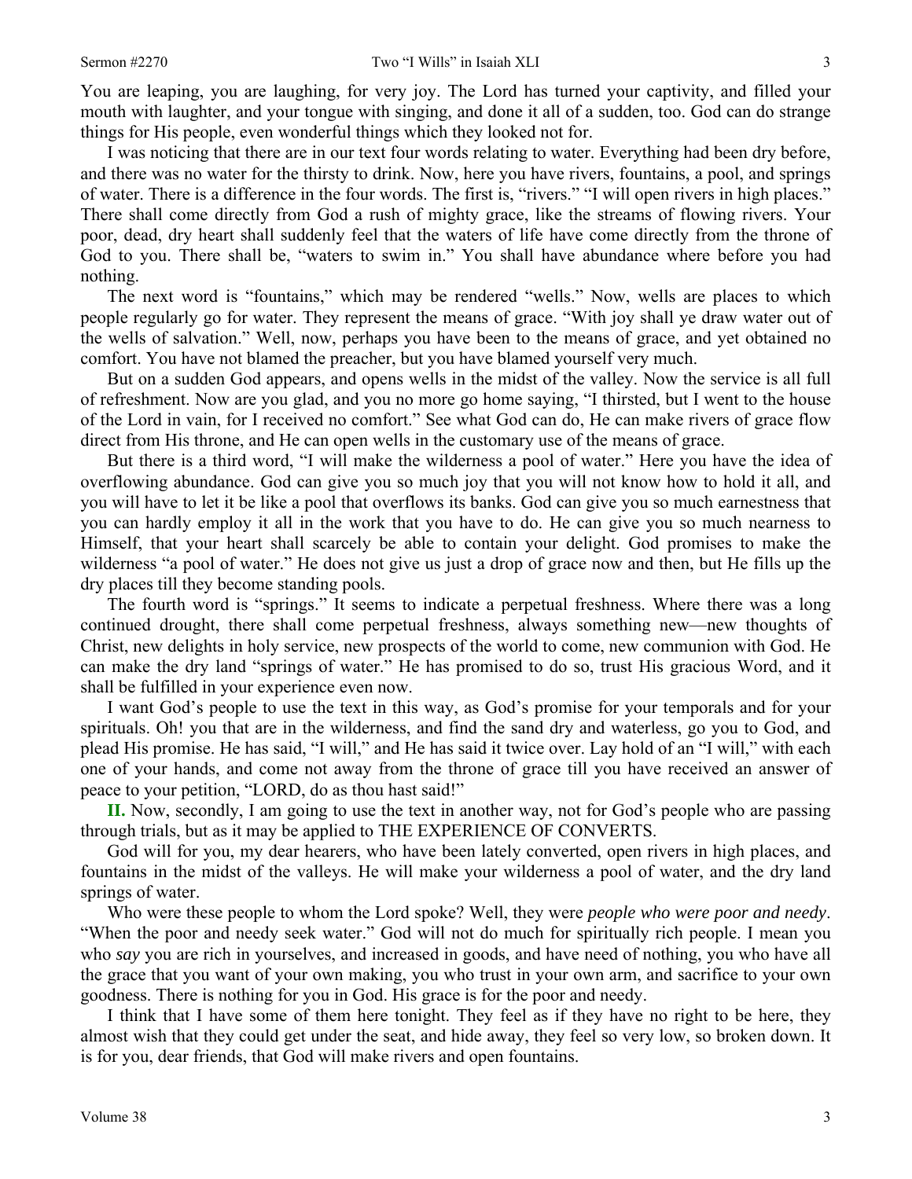You are leaping, you are laughing, for very joy. The Lord has turned your captivity, and filled your mouth with laughter, and your tongue with singing, and done it all of a sudden, too. God can do strange things for His people, even wonderful things which they looked not for.

I was noticing that there are in our text four words relating to water. Everything had been dry before, and there was no water for the thirsty to drink. Now, here you have rivers, fountains, a pool, and springs of water. There is a difference in the four words. The first is, "rivers." "I will open rivers in high places." There shall come directly from God a rush of mighty grace, like the streams of flowing rivers. Your poor, dead, dry heart shall suddenly feel that the waters of life have come directly from the throne of God to you. There shall be, "waters to swim in." You shall have abundance where before you had nothing.

The next word is "fountains," which may be rendered "wells." Now, wells are places to which people regularly go for water. They represent the means of grace. "With joy shall ye draw water out of the wells of salvation." Well, now, perhaps you have been to the means of grace, and yet obtained no comfort. You have not blamed the preacher, but you have blamed yourself very much.

But on a sudden God appears, and opens wells in the midst of the valley. Now the service is all full of refreshment. Now are you glad, and you no more go home saying, "I thirsted, but I went to the house of the Lord in vain, for I received no comfort." See what God can do, He can make rivers of grace flow direct from His throne, and He can open wells in the customary use of the means of grace.

But there is a third word, "I will make the wilderness a pool of water." Here you have the idea of overflowing abundance. God can give you so much joy that you will not know how to hold it all, and you will have to let it be like a pool that overflows its banks. God can give you so much earnestness that you can hardly employ it all in the work that you have to do. He can give you so much nearness to Himself, that your heart shall scarcely be able to contain your delight. God promises to make the wilderness "a pool of water." He does not give us just a drop of grace now and then, but He fills up the dry places till they become standing pools.

The fourth word is "springs." It seems to indicate a perpetual freshness. Where there was a long continued drought, there shall come perpetual freshness, always something new—new thoughts of Christ, new delights in holy service, new prospects of the world to come, new communion with God. He can make the dry land "springs of water." He has promised to do so, trust His gracious Word, and it shall be fulfilled in your experience even now.

I want God's people to use the text in this way, as God's promise for your temporals and for your spirituals. Oh! you that are in the wilderness, and find the sand dry and waterless, go you to God, and plead His promise. He has said, "I will," and He has said it twice over. Lay hold of an "I will," with each one of your hands, and come not away from the throne of grace till you have received an answer of peace to your petition, "LORD, do as thou hast said!"

**II.** Now, secondly, I am going to use the text in another way, not for God's people who are passing through trials, but as it may be applied to THE EXPERIENCE OF CONVERTS.

God will for you, my dear hearers, who have been lately converted, open rivers in high places, and fountains in the midst of the valleys. He will make your wilderness a pool of water, and the dry land springs of water.

Who were these people to whom the Lord spoke? Well, they were *people who were poor and needy*. "When the poor and needy seek water." God will not do much for spiritually rich people. I mean you who *say* you are rich in yourselves, and increased in goods, and have need of nothing, you who have all the grace that you want of your own making, you who trust in your own arm, and sacrifice to your own goodness. There is nothing for you in God. His grace is for the poor and needy.

I think that I have some of them here tonight. They feel as if they have no right to be here, they almost wish that they could get under the seat, and hide away, they feel so very low, so broken down. It is for you, dear friends, that God will make rivers and open fountains.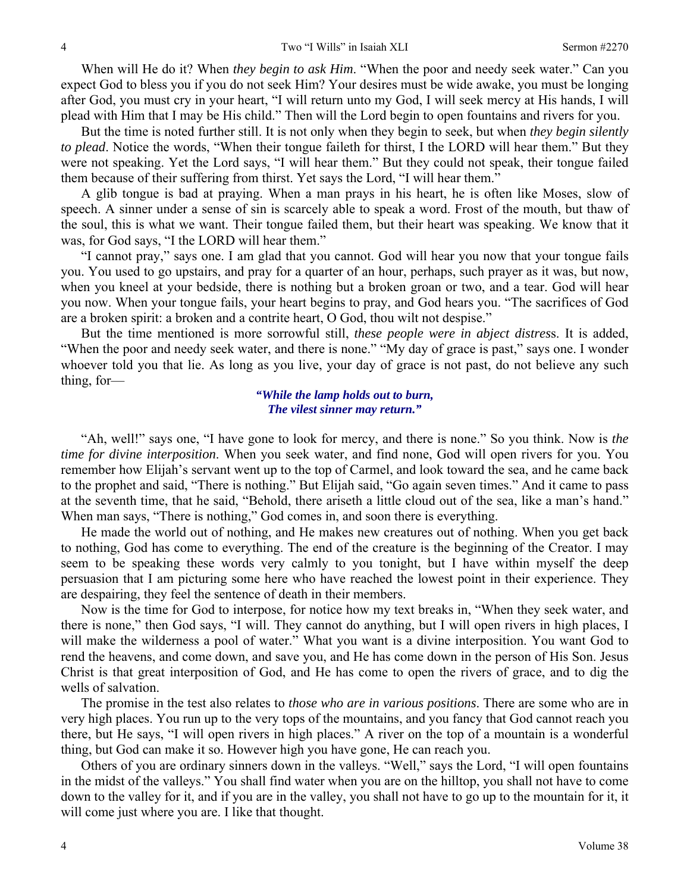When will He do it? When *they begin to ask Him*. "When the poor and needy seek water." Can you expect God to bless you if you do not seek Him? Your desires must be wide awake, you must be longing after God, you must cry in your heart, "I will return unto my God, I will seek mercy at His hands, I will plead with Him that I may be His child." Then will the Lord begin to open fountains and rivers for you.

But the time is noted further still. It is not only when they begin to seek, but when *they begin silently to plead*. Notice the words, "When their tongue faileth for thirst, I the LORD will hear them." But they were not speaking. Yet the Lord says, "I will hear them." But they could not speak, their tongue failed them because of their suffering from thirst. Yet says the Lord, "I will hear them."

A glib tongue is bad at praying. When a man prays in his heart, he is often like Moses, slow of speech. A sinner under a sense of sin is scarcely able to speak a word. Frost of the mouth, but thaw of the soul, this is what we want. Their tongue failed them, but their heart was speaking. We know that it was, for God says, "I the LORD will hear them."

"I cannot pray," says one. I am glad that you cannot. God will hear you now that your tongue fails you. You used to go upstairs, and pray for a quarter of an hour, perhaps, such prayer as it was, but now, when you kneel at your bedside, there is nothing but a broken groan or two, and a tear. God will hear you now. When your tongue fails, your heart begins to pray, and God hears you. "The sacrifices of God are a broken spirit: a broken and a contrite heart, O God, thou wilt not despise."

But the time mentioned is more sorrowful still, *these people were in abject distress*. It is added, "When the poor and needy seek water, and there is none." "My day of grace is past," says one. I wonder whoever told you that lie. As long as you live, your day of grace is not past, do not believe any such thing, for—

> ***"While the lamp holds out to burn,***
> ***The vilest sinner may return."***

"Ah, well!" says one, "I have gone to look for mercy, and there is none." So you think. Now is *the time for divine interposition*. When you seek water, and find none, God will open rivers for you. You remember how Elijah's servant went up to the top of Carmel, and look toward the sea, and he came back to the prophet and said, "There is nothing." But Elijah said, "Go again seven times." And it came to pass at the seventh time, that he said, "Behold, there ariseth a little cloud out of the sea, like a man's hand." When man says, "There is nothing," God comes in, and soon there is everything.

He made the world out of nothing, and He makes new creatures out of nothing. When you get back to nothing, God has come to everything. The end of the creature is the beginning of the Creator. I may seem to be speaking these words very calmly to you tonight, but I have within myself the deep persuasion that I am picturing some here who have reached the lowest point in their experience. They are despairing, they feel the sentence of death in their members.

Now is the time for God to interpose, for notice how my text breaks in, "When they seek water, and there is none," then God says, "I will. They cannot do anything, but I will open rivers in high places, I will make the wilderness a pool of water." What you want is a divine interposition. You want God to rend the heavens, and come down, and save you, and He has come down in the person of His Son. Jesus Christ is that great interposition of God, and He has come to open the rivers of grace, and to dig the wells of salvation.

The promise in the test also relates to *those who are in various positions*. There are some who are in very high places. You run up to the very tops of the mountains, and you fancy that God cannot reach you there, but He says, "I will open rivers in high places." A river on the top of a mountain is a wonderful thing, but God can make it so. However high you have gone, He can reach you.

Others of you are ordinary sinners down in the valleys. "Well," says the Lord, "I will open fountains in the midst of the valleys." You shall find water when you are on the hilltop, you shall not have to come down to the valley for it, and if you are in the valley, you shall not have to go up to the mountain for it, it will come just where you are. I like that thought.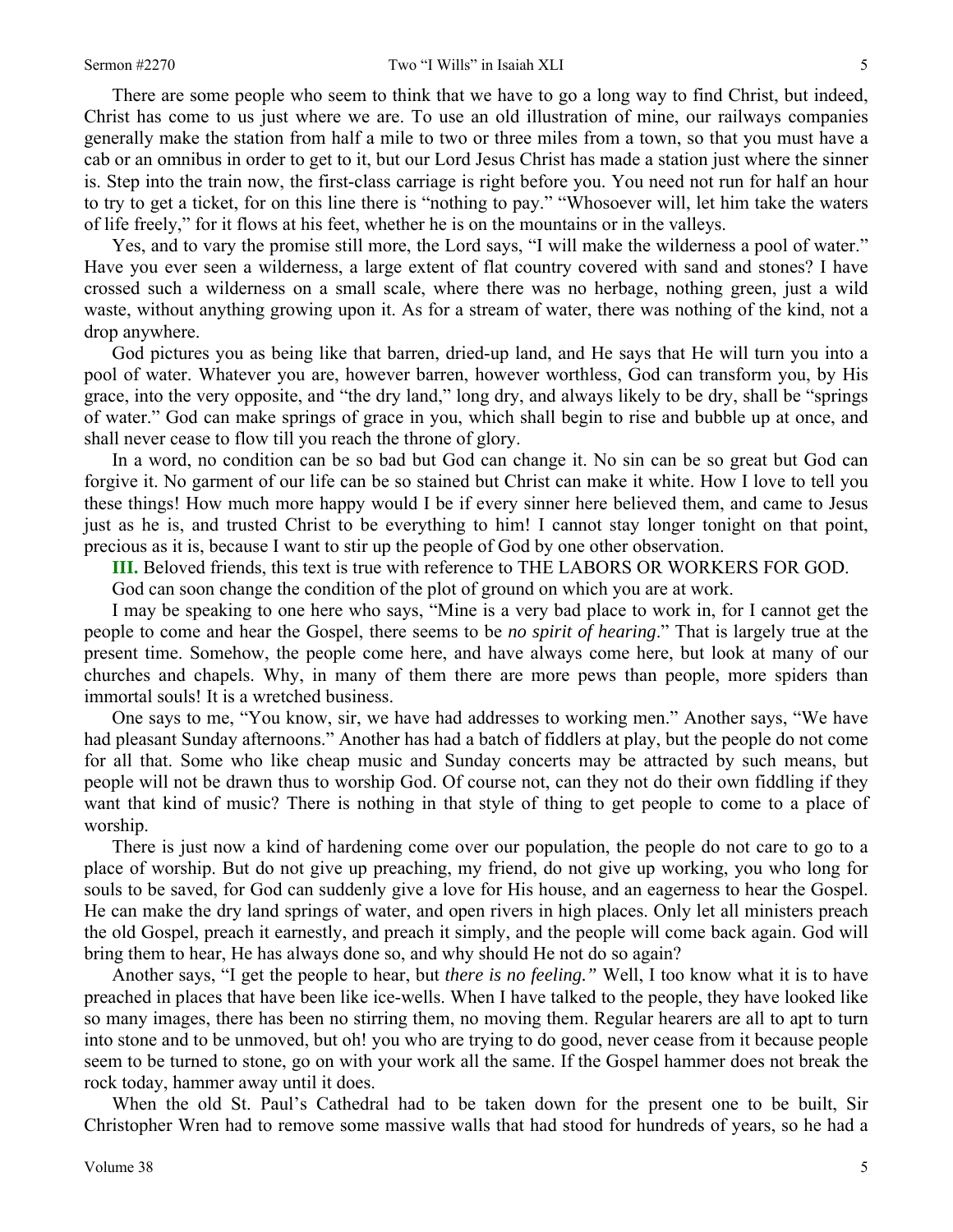There are some people who seem to think that we have to go a long way to find Christ, but indeed, Christ has come to us just where we are. To use an old illustration of mine, our railways companies generally make the station from half a mile to two or three miles from a town, so that you must have a cab or an omnibus in order to get to it, but our Lord Jesus Christ has made a station just where the sinner is. Step into the train now, the first-class carriage is right before you. You need not run for half an hour to try to get a ticket, for on this line there is "nothing to pay." "Whosoever will, let him take the waters of life freely," for it flows at his feet, whether he is on the mountains or in the valleys.

Yes, and to vary the promise still more, the Lord says, "I will make the wilderness a pool of water." Have you ever seen a wilderness, a large extent of flat country covered with sand and stones? I have crossed such a wilderness on a small scale, where there was no herbage, nothing green, just a wild waste, without anything growing upon it. As for a stream of water, there was nothing of the kind, not a drop anywhere.

God pictures you as being like that barren, dried-up land, and He says that He will turn you into a pool of water. Whatever you are, however barren, however worthless, God can transform you, by His grace, into the very opposite, and "the dry land," long dry, and always likely to be dry, shall be "springs of water." God can make springs of grace in you, which shall begin to rise and bubble up at once, and shall never cease to flow till you reach the throne of glory.

In a word, no condition can be so bad but God can change it. No sin can be so great but God can forgive it. No garment of our life can be so stained but Christ can make it white. How I love to tell you these things! How much more happy would I be if every sinner here believed them, and came to Jesus just as he is, and trusted Christ to be everything to him! I cannot stay longer tonight on that point, precious as it is, because I want to stir up the people of God by one other observation.

**III.** Beloved friends, this text is true with reference to THE LABORS OR WORKERS FOR GOD.

God can soon change the condition of the plot of ground on which you are at work.

I may be speaking to one here who says, "Mine is a very bad place to work in, for I cannot get the people to come and hear the Gospel, there seems to be *no spirit of hearing*." That is largely true at the present time. Somehow, the people come here, and have always come here, but look at many of our churches and chapels. Why, in many of them there are more pews than people, more spiders than immortal souls! It is a wretched business.

One says to me, "You know, sir, we have had addresses to working men." Another says, "We have had pleasant Sunday afternoons." Another has had a batch of fiddlers at play, but the people do not come for all that. Some who like cheap music and Sunday concerts may be attracted by such means, but people will not be drawn thus to worship God. Of course not, can they not do their own fiddling if they want that kind of music? There is nothing in that style of thing to get people to come to a place of worship.

There is just now a kind of hardening come over our population, the people do not care to go to a place of worship. But do not give up preaching, my friend, do not give up working, you who long for souls to be saved, for God can suddenly give a love for His house, and an eagerness to hear the Gospel. He can make the dry land springs of water, and open rivers in high places. Only let all ministers preach the old Gospel, preach it earnestly, and preach it simply, and the people will come back again. God will bring them to hear, He has always done so, and why should He not do so again?

Another says, "I get the people to hear, but *there is no feeling."* Well, I too know what it is to have preached in places that have been like ice-wells. When I have talked to the people, they have looked like so many images, there has been no stirring them, no moving them. Regular hearers are all to apt to turn into stone and to be unmoved, but oh! you who are trying to do good, never cease from it because people seem to be turned to stone, go on with your work all the same. If the Gospel hammer does not break the rock today, hammer away until it does.

When the old St. Paul's Cathedral had to be taken down for the present one to be built, Sir Christopher Wren had to remove some massive walls that had stood for hundreds of years, so he had a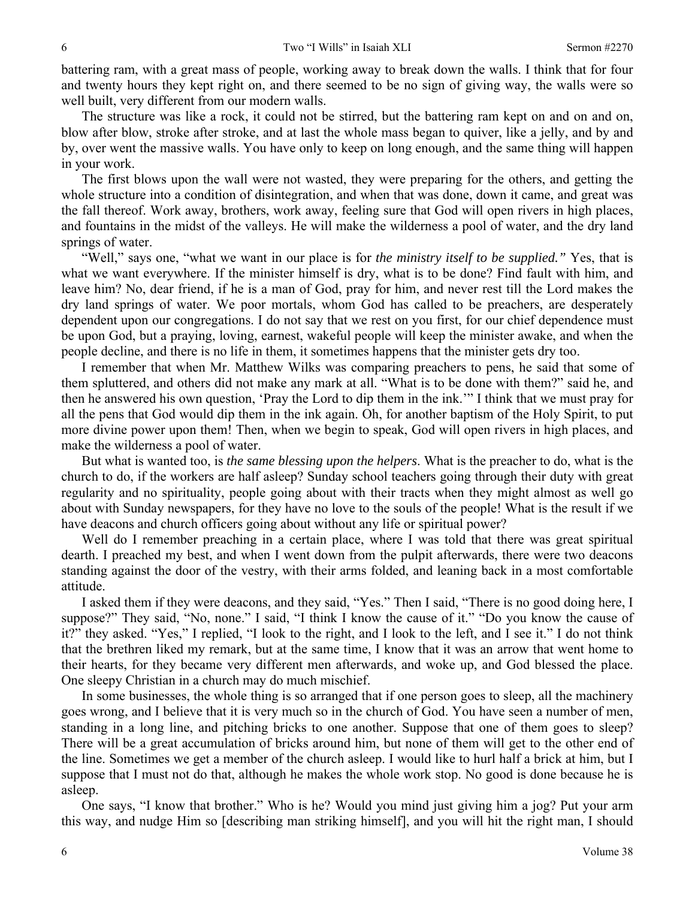battering ram, with a great mass of people, working away to break down the walls. I think that for four and twenty hours they kept right on, and there seemed to be no sign of giving way, the walls were so well built, very different from our modern walls.

The structure was like a rock, it could not be stirred, but the battering ram kept on and on and on, blow after blow, stroke after stroke, and at last the whole mass began to quiver, like a jelly, and by and by, over went the massive walls. You have only to keep on long enough, and the same thing will happen in your work.

The first blows upon the wall were not wasted, they were preparing for the others, and getting the whole structure into a condition of disintegration, and when that was done, down it came, and great was the fall thereof. Work away, brothers, work away, feeling sure that God will open rivers in high places, and fountains in the midst of the valleys. He will make the wilderness a pool of water, and the dry land springs of water.

"Well," says one, "what we want in our place is for *the ministry itself to be supplied."* Yes, that is what we want everywhere. If the minister himself is dry, what is to be done? Find fault with him, and leave him? No, dear friend, if he is a man of God, pray for him, and never rest till the Lord makes the dry land springs of water. We poor mortals, whom God has called to be preachers, are desperately dependent upon our congregations. I do not say that we rest on you first, for our chief dependence must be upon God, but a praying, loving, earnest, wakeful people will keep the minister awake, and when the people decline, and there is no life in them, it sometimes happens that the minister gets dry too.

I remember that when Mr. Matthew Wilks was comparing preachers to pens, he said that some of them spluttered, and others did not make any mark at all. "What is to be done with them?" said he, and then he answered his own question, 'Pray the Lord to dip them in the ink.'" I think that we must pray for all the pens that God would dip them in the ink again. Oh, for another baptism of the Holy Spirit, to put more divine power upon them! Then, when we begin to speak, God will open rivers in high places, and make the wilderness a pool of water.

But what is wanted too, is *the same blessing upon the helpers*. What is the preacher to do, what is the church to do, if the workers are half asleep? Sunday school teachers going through their duty with great regularity and no spirituality, people going about with their tracts when they might almost as well go about with Sunday newspapers, for they have no love to the souls of the people! What is the result if we have deacons and church officers going about without any life or spiritual power?

Well do I remember preaching in a certain place, where I was told that there was great spiritual dearth. I preached my best, and when I went down from the pulpit afterwards, there were two deacons standing against the door of the vestry, with their arms folded, and leaning back in a most comfortable attitude.

I asked them if they were deacons, and they said, "Yes." Then I said, "There is no good doing here, I suppose?" They said, "No, none." I said, "I think I know the cause of it." "Do you know the cause of it?" they asked. "Yes," I replied, "I look to the right, and I look to the left, and I see it." I do not think that the brethren liked my remark, but at the same time, I know that it was an arrow that went home to their hearts, for they became very different men afterwards, and woke up, and God blessed the place. One sleepy Christian in a church may do much mischief.

In some businesses, the whole thing is so arranged that if one person goes to sleep, all the machinery goes wrong, and I believe that it is very much so in the church of God. You have seen a number of men, standing in a long line, and pitching bricks to one another. Suppose that one of them goes to sleep? There will be a great accumulation of bricks around him, but none of them will get to the other end of the line. Sometimes we get a member of the church asleep. I would like to hurl half a brick at him, but I suppose that I must not do that, although he makes the whole work stop. No good is done because he is asleep.

One says, "I know that brother." Who is he? Would you mind just giving him a jog? Put your arm this way, and nudge Him so [describing man striking himself], and you will hit the right man, I should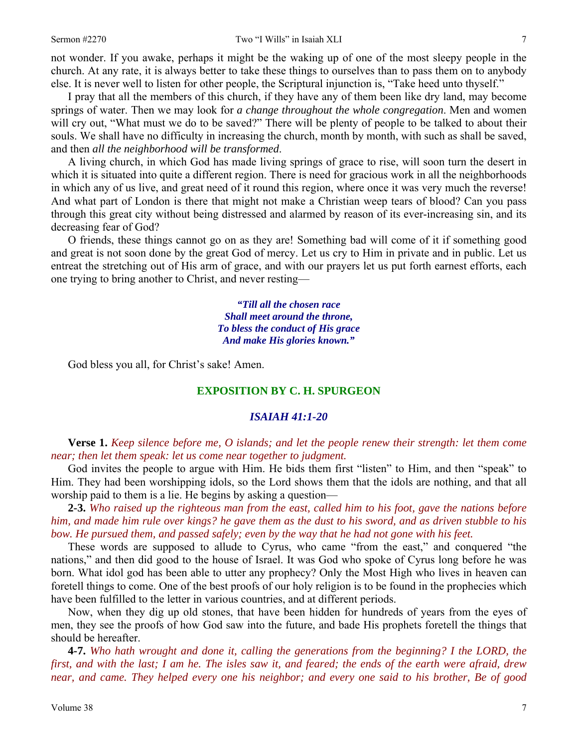not wonder. If you awake, perhaps it might be the waking up of one of the most sleepy people in the church. At any rate, it is always better to take these things to ourselves than to pass them on to anybody else. It is never well to listen for other people, the Scriptural injunction is, "Take heed unto thyself."

I pray that all the members of this church, if they have any of them been like dry land, may become springs of water. Then we may look for *a change throughout the whole congregation*. Men and women will cry out, "What must we do to be saved?" There will be plenty of people to be talked to about their souls. We shall have no difficulty in increasing the church, month by month, with such as shall be saved, and then *all the neighborhood will be transformed*.

A living church, in which God has made living springs of grace to rise, will soon turn the desert in which it is situated into quite a different region. There is need for gracious work in all the neighborhoods in which any of us live, and great need of it round this region, where once it was very much the reverse! And what part of London is there that might not make a Christian weep tears of blood? Can you pass through this great city without being distressed and alarmed by reason of its ever-increasing sin, and its decreasing fear of God?

O friends, these things cannot go on as they are! Something bad will come of it if something good and great is not soon done by the great God of mercy. Let us cry to Him in private and in public. Let us entreat the stretching out of His arm of grace, and with our prayers let us put forth earnest efforts, each one trying to bring another to Christ, and never resting—

> ***"Till all the chosen race***
> ***Shall meet around the throne,***
> ***To bless the conduct of His grace***
> ***And make His glories known."***

God bless you all, for Christ's sake! Amen.

## EXPOSITION BY C. H. SPURGEON

### *ISAIAH 41:1-20*

**Verse 1.** *Keep silence before me, O islands; and let the people renew their strength: let them come near; then let them speak: let us come near together to judgment.*

God invites the people to argue with Him. He bids them first "listen" to Him, and then "speak" to Him. They had been worshipping idols, so the Lord shows them that the idols are nothing, and that all worship paid to them is a lie. He begins by asking a question—

**2-3.** *Who raised up the righteous man from the east, called him to his foot, gave the nations before him, and made him rule over kings? he gave them as the dust to his sword, and as driven stubble to his bow. He pursued them, and passed safely; even by the way that he had not gone with his feet.*

These words are supposed to allude to Cyrus, who came "from the east," and conquered "the nations," and then did good to the house of Israel. It was God who spoke of Cyrus long before he was born. What idol god has been able to utter any prophecy? Only the Most High who lives in heaven can foretell things to come. One of the best proofs of our holy religion is to be found in the prophecies which have been fulfilled to the letter in various countries, and at different periods.

Now, when they dig up old stones, that have been hidden for hundreds of years from the eyes of men, they see the proofs of how God saw into the future, and bade His prophets foretell the things that should be hereafter.

**4-7.** *Who hath wrought and done it, calling the generations from the beginning? I the LORD, the first, and with the last; I am he. The isles saw it, and feared; the ends of the earth were afraid, drew near, and came. They helped every one his neighbor; and every one said to his brother, Be of good*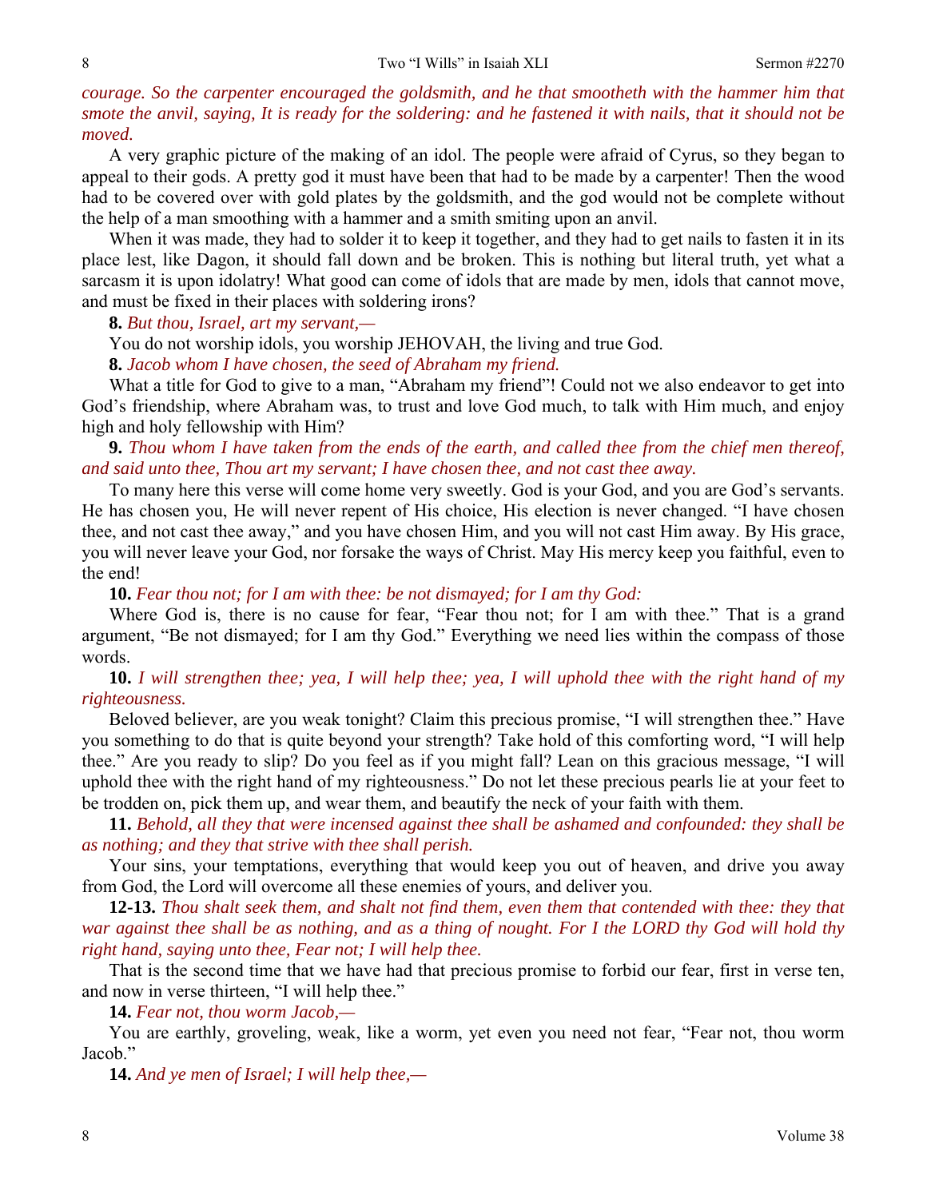*courage. So the carpenter encouraged the goldsmith, and he that smootheth with the hammer him that smote the anvil, saying, It is ready for the soldering: and he fastened it with nails, that it should not be moved.*

A very graphic picture of the making of an idol. The people were afraid of Cyrus, so they began to appeal to their gods. A pretty god it must have been that had to be made by a carpenter! Then the wood had to be covered over with gold plates by the goldsmith, and the god would not be complete without the help of a man smoothing with a hammer and a smith smiting upon an anvil.

When it was made, they had to solder it to keep it together, and they had to get nails to fasten it in its place lest, like Dagon, it should fall down and be broken. This is nothing but literal truth, yet what a sarcasm it is upon idolatry! What good can come of idols that are made by men, idols that cannot move, and must be fixed in their places with soldering irons?

**8.** *But thou, Israel, art my servant,—*

You do not worship idols, you worship JEHOVAH, the living and true God.

**8.** *Jacob whom I have chosen, the seed of Abraham my friend.*

What a title for God to give to a man, "Abraham my friend"! Could not we also endeavor to get into God's friendship, where Abraham was, to trust and love God much, to talk with Him much, and enjoy high and holy fellowship with Him?

**9.** *Thou whom I have taken from the ends of the earth, and called thee from the chief men thereof, and said unto thee, Thou art my servant; I have chosen thee, and not cast thee away.*

To many here this verse will come home very sweetly. God is your God, and you are God's servants. He has chosen you, He will never repent of His choice, His election is never changed. "I have chosen thee, and not cast thee away," and you have chosen Him, and you will not cast Him away. By His grace, you will never leave your God, nor forsake the ways of Christ. May His mercy keep you faithful, even to the end!

**10.** *Fear thou not; for I am with thee: be not dismayed; for I am thy God:*

Where God is, there is no cause for fear, "Fear thou not; for I am with thee." That is a grand argument, "Be not dismayed; for I am thy God." Everything we need lies within the compass of those words.

**10.** *I will strengthen thee; yea, I will help thee; yea, I will uphold thee with the right hand of my righteousness.*

Beloved believer, are you weak tonight? Claim this precious promise, "I will strengthen thee." Have you something to do that is quite beyond your strength? Take hold of this comforting word, "I will help thee." Are you ready to slip? Do you feel as if you might fall? Lean on this gracious message, "I will uphold thee with the right hand of my righteousness." Do not let these precious pearls lie at your feet to be trodden on, pick them up, and wear them, and beautify the neck of your faith with them.

**11.** *Behold, all they that were incensed against thee shall be ashamed and confounded: they shall be as nothing; and they that strive with thee shall perish.*

Your sins, your temptations, everything that would keep you out of heaven, and drive you away from God, the Lord will overcome all these enemies of yours, and deliver you.

**12-13.** *Thou shalt seek them, and shalt not find them, even them that contended with thee: they that war against thee shall be as nothing, and as a thing of nought. For I the LORD thy God will hold thy right hand, saying unto thee, Fear not; I will help thee.*

That is the second time that we have had that precious promise to forbid our fear, first in verse ten, and now in verse thirteen, "I will help thee."

**14.** *Fear not, thou worm Jacob,—*

You are earthly, groveling, weak, like a worm, yet even you need not fear, "Fear not, thou worm Jacob."

**14.** *And ye men of Israel; I will help thee,—*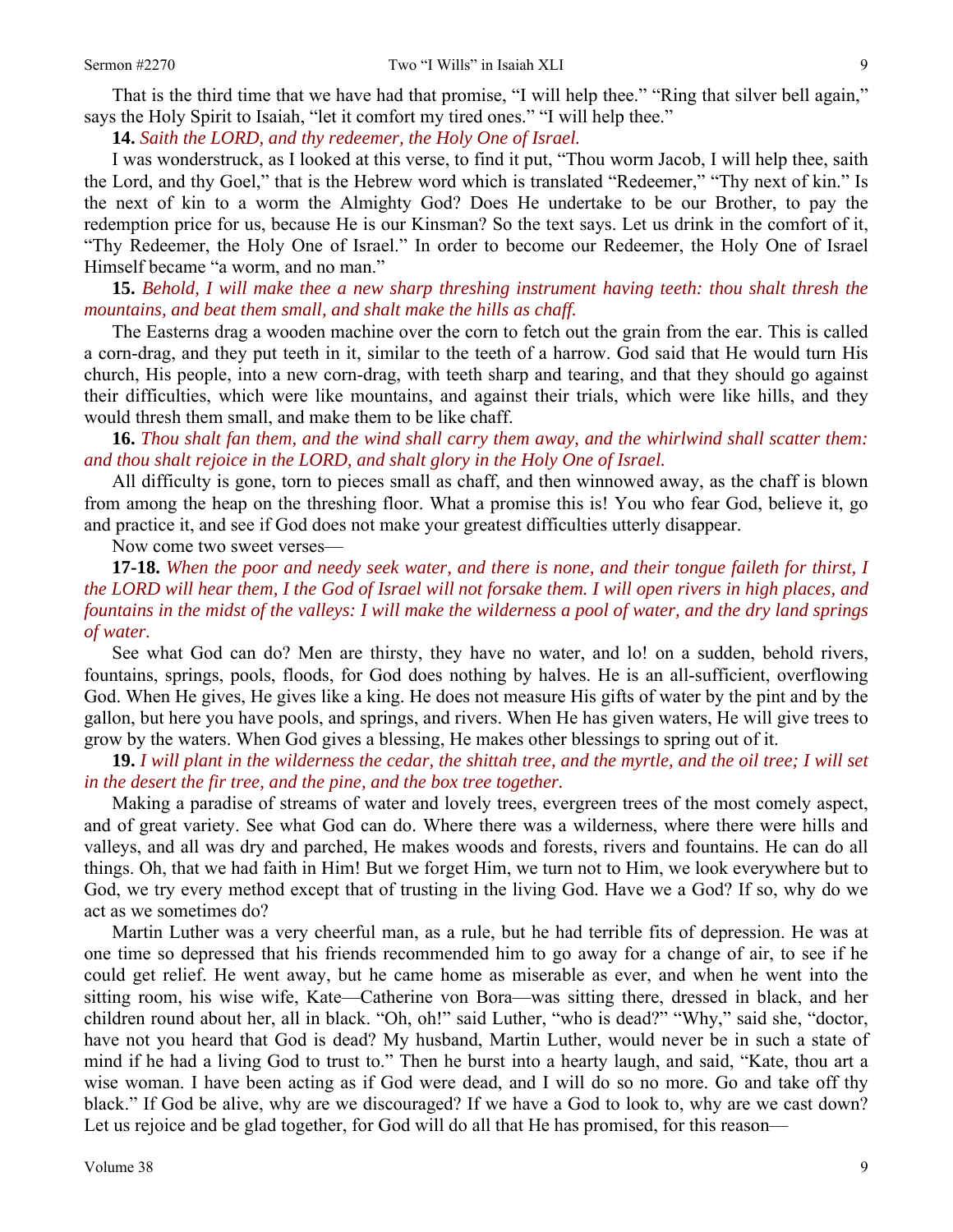That is the third time that we have had that promise, "I will help thee." "Ring that silver bell again," says the Holy Spirit to Isaiah, "let it comfort my tired ones." "I will help thee."

**14.** *Saith the LORD, and thy redeemer, the Holy One of Israel.*

I was wonderstruck, as I looked at this verse, to find it put, "Thou worm Jacob, I will help thee, saith the Lord, and thy Goel," that is the Hebrew word which is translated "Redeemer," "Thy next of kin." Is the next of kin to a worm the Almighty God? Does He undertake to be our Brother, to pay the redemption price for us, because He is our Kinsman? So the text says. Let us drink in the comfort of it, "Thy Redeemer, the Holy One of Israel." In order to become our Redeemer, the Holy One of Israel Himself became "a worm, and no man."

**15.** *Behold, I will make thee a new sharp threshing instrument having teeth: thou shalt thresh the mountains, and beat them small, and shalt make the hills as chaff.*

The Easterns drag a wooden machine over the corn to fetch out the grain from the ear. This is called a corn-drag, and they put teeth in it, similar to the teeth of a harrow. God said that He would turn His church, His people, into a new corn-drag, with teeth sharp and tearing, and that they should go against their difficulties, which were like mountains, and against their trials, which were like hills, and they would thresh them small, and make them to be like chaff.

**16.** *Thou shalt fan them, and the wind shall carry them away, and the whirlwind shall scatter them: and thou shalt rejoice in the LORD, and shalt glory in the Holy One of Israel.*

All difficulty is gone, torn to pieces small as chaff, and then winnowed away, as the chaff is blown from among the heap on the threshing floor. What a promise this is! You who fear God, believe it, go and practice it, and see if God does not make your greatest difficulties utterly disappear.

Now come two sweet verses—

**17-18.** *When the poor and needy seek water, and there is none, and their tongue faileth for thirst, I the LORD will hear them, I the God of Israel will not forsake them. I will open rivers in high places, and fountains in the midst of the valleys: I will make the wilderness a pool of water, and the dry land springs of water.*

See what God can do? Men are thirsty, they have no water, and lo! on a sudden, behold rivers, fountains, springs, pools, floods, for God does nothing by halves. He is an all-sufficient, overflowing God. When He gives, He gives like a king. He does not measure His gifts of water by the pint and by the gallon, but here you have pools, and springs, and rivers. When He has given waters, He will give trees to grow by the waters. When God gives a blessing, He makes other blessings to spring out of it.

**19.** *I will plant in the wilderness the cedar, the shittah tree, and the myrtle, and the oil tree; I will set in the desert the fir tree, and the pine, and the box tree together.*

Making a paradise of streams of water and lovely trees, evergreen trees of the most comely aspect, and of great variety. See what God can do. Where there was a wilderness, where there were hills and valleys, and all was dry and parched, He makes woods and forests, rivers and fountains. He can do all things. Oh, that we had faith in Him! But we forget Him, we turn not to Him, we look everywhere but to God, we try every method except that of trusting in the living God. Have we a God? If so, why do we act as we sometimes do?

Martin Luther was a very cheerful man, as a rule, but he had terrible fits of depression. He was at one time so depressed that his friends recommended him to go away for a change of air, to see if he could get relief. He went away, but he came home as miserable as ever, and when he went into the sitting room, his wise wife, Kate—Catherine von Bora—was sitting there, dressed in black, and her children round about her, all in black. "Oh, oh!" said Luther, "who is dead?" "Why," said she, "doctor, have not you heard that God is dead? My husband, Martin Luther, would never be in such a state of mind if he had a living God to trust to." Then he burst into a hearty laugh, and said, "Kate, thou art a wise woman. I have been acting as if God were dead, and I will do so no more. Go and take off thy black." If God be alive, why are we discouraged? If we have a God to look to, why are we cast down? Let us rejoice and be glad together, for God will do all that He has promised, for this reason—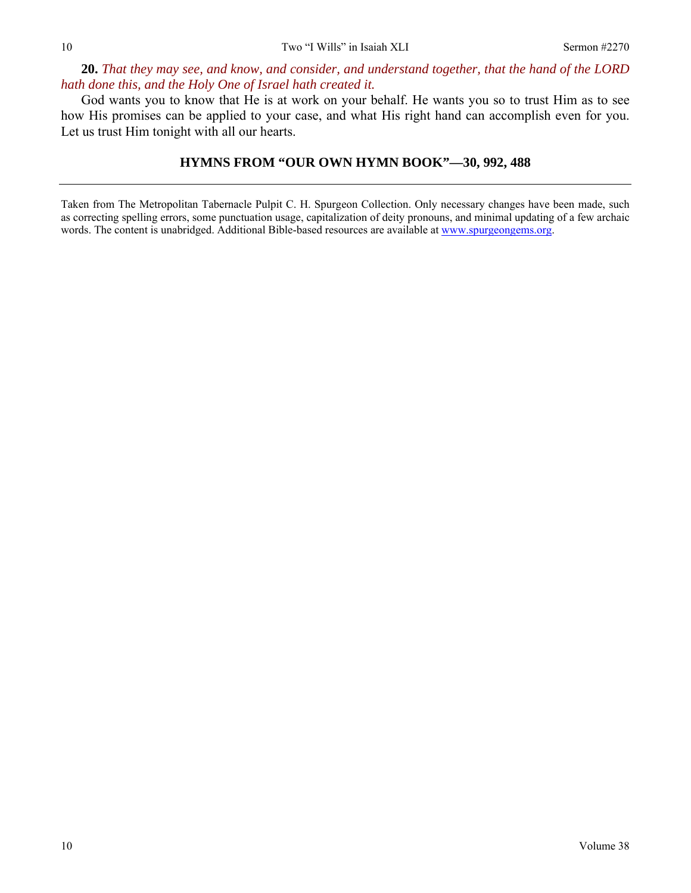**20.** *That they may see, and know, and consider, and understand together, that the hand of the LORD hath done this, and the Holy One of Israel hath created it.*

God wants you to know that He is at work on your behalf. He wants you so to trust Him as to see how His promises can be applied to your case, and what His right hand can accomplish even for you. Let us trust Him tonight with all our hearts.

## HYMNS FROM "OUR OWN HYMN BOOK"—30, 992, 488

---

Taken from The Metropolitan Tabernacle Pulpit C. H. Spurgeon Collection. Only necessary changes have been made, such as correcting spelling errors, some punctuation usage, capitalization of deity pronouns, and minimal updating of a few archaic words. The content is unabridged. Additional Bible-based resources are available at www.spurgeongems.org.